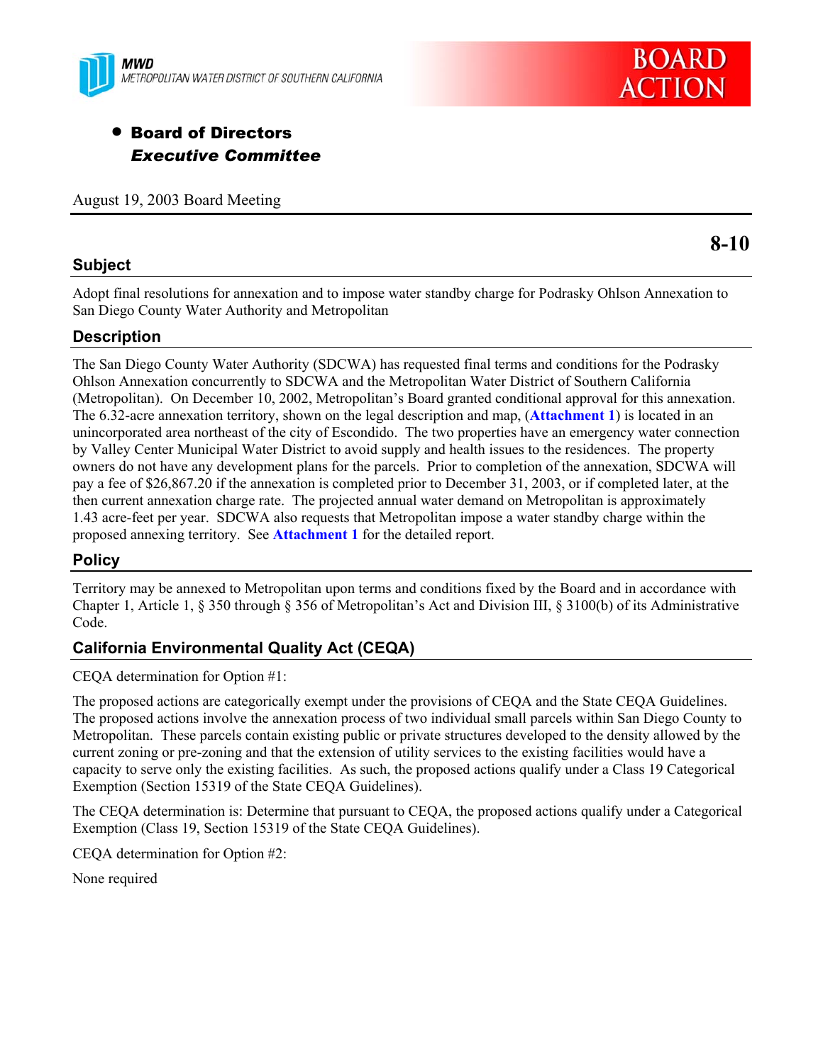MWD
METROPOLITAN WATER DISTRICT OF SOUTHERN CALIFORNIA

BOARD ACTION

- **Board of Directors**
  ***Executive Committee***

August 19, 2003 Board Meeting

**8-10**

## Subject

Adopt final resolutions for annexation and to impose water standby charge for Podrasky Ohlson Annexation to San Diego County Water Authority and Metropolitan

## Description

The San Diego County Water Authority (SDCWA) has requested final terms and conditions for the Podrasky Ohlson Annexation concurrently to SDCWA and the Metropolitan Water District of Southern California (Metropolitan). On December 10, 2002, Metropolitan's Board granted conditional approval for this annexation. The 6.32-acre annexation territory, shown on the legal description and map, (**Attachment 1**) is located in an unincorporated area northeast of the city of Escondido. The two properties have an emergency water connection by Valley Center Municipal Water District to avoid supply and health issues to the residences. The property owners do not have any development plans for the parcels. Prior to completion of the annexation, SDCWA will pay a fee of $26,867.20 if the annexation is completed prior to December 31, 2003, or if completed later, at the then current annexation charge rate. The projected annual water demand on Metropolitan is approximately 1.43 acre-feet per year. SDCWA also requests that Metropolitan impose a water standby charge within the proposed annexing territory. See **Attachment 1** for the detailed report.

## Policy

Territory may be annexed to Metropolitan upon terms and conditions fixed by the Board and in accordance with Chapter 1, Article 1, § 350 through § 356 of Metropolitan's Act and Division III, § 3100(b) of its Administrative Code.

## California Environmental Quality Act (CEQA)

CEQA determination for Option #1:

The proposed actions are categorically exempt under the provisions of CEQA and the State CEQA Guidelines. The proposed actions involve the annexation process of two individual small parcels within San Diego County to Metropolitan. These parcels contain existing public or private structures developed to the density allowed by the current zoning or pre-zoning and that the extension of utility services to the existing facilities would have a capacity to serve only the existing facilities. As such, the proposed actions qualify under a Class 19 Categorical Exemption (Section 15319 of the State CEQA Guidelines).

The CEQA determination is: Determine that pursuant to CEQA, the proposed actions qualify under a Categorical Exemption (Class 19, Section 15319 of the State CEQA Guidelines).

CEQA determination for Option #2:

None required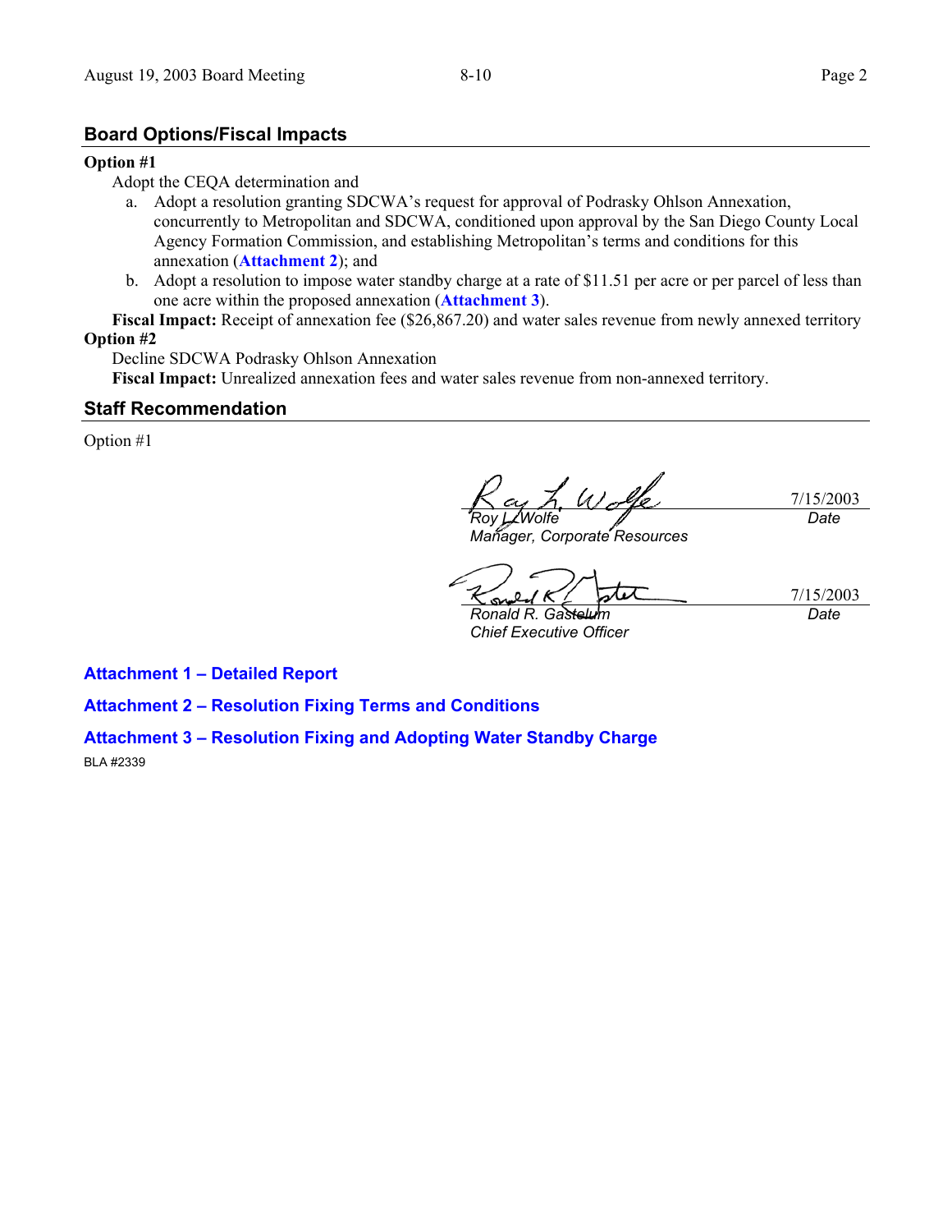## Board Options/Fiscal Impacts

**Option #1**

Adopt the CEQA determination and

a. Adopt a resolution granting SDCWA's request for approval of Podrasky Ohlson Annexation, concurrently to Metropolitan and SDCWA, conditioned upon approval by the San Diego County Local Agency Formation Commission, and establishing Metropolitan's terms and conditions for this annexation (**Attachment 2**); and

b. Adopt a resolution to impose water standby charge at a rate of $11.51 per acre or per parcel of less than one acre within the proposed annexation (**Attachment 3**).

**Fiscal Impact:** Receipt of annexation fee ($26,867.20) and water sales revenue from newly annexed territory

**Option #2**

Decline SDCWA Podrasky Ohlson Annexation

**Fiscal Impact:** Unrealized annexation fees and water sales revenue from non-annexed territory.

## Staff Recommendation

Option #1

| | |
|---|---|
| *Roy L. Wolfe*<br>*Manager, Corporate Resources* | 7/15/2003<br>*Date* |
| *Ronald R. Gastelum*<br>*Chief Executive Officer* | 7/15/2003<br>*Date* |

**Attachment 1 – Detailed Report**

**Attachment 2 – Resolution Fixing Terms and Conditions**

**Attachment 3 – Resolution Fixing and Adopting Water Standby Charge**

BLA #2339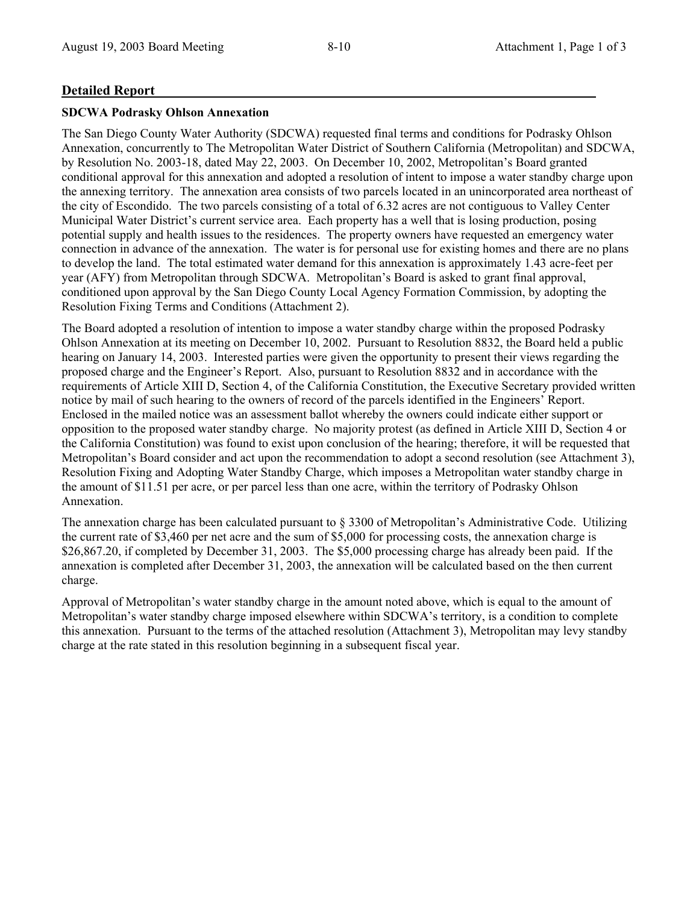## Detailed Report

**SDCWA Podrasky Ohlson Annexation**

The San Diego County Water Authority (SDCWA) requested final terms and conditions for Podrasky Ohlson Annexation, concurrently to The Metropolitan Water District of Southern California (Metropolitan) and SDCWA, by Resolution No. 2003-18, dated May 22, 2003. On December 10, 2002, Metropolitan's Board granted conditional approval for this annexation and adopted a resolution of intent to impose a water standby charge upon the annexing territory. The annexation area consists of two parcels located in an unincorporated area northeast of the city of Escondido. The two parcels consisting of a total of 6.32 acres are not contiguous to Valley Center Municipal Water District's current service area. Each property has a well that is losing production, posing potential supply and health issues to the residences. The property owners have requested an emergency water connection in advance of the annexation. The water is for personal use for existing homes and there are no plans to develop the land. The total estimated water demand for this annexation is approximately 1.43 acre-feet per year (AFY) from Metropolitan through SDCWA. Metropolitan's Board is asked to grant final approval, conditioned upon approval by the San Diego County Local Agency Formation Commission, by adopting the Resolution Fixing Terms and Conditions (Attachment 2).

The Board adopted a resolution of intention to impose a water standby charge within the proposed Podrasky Ohlson Annexation at its meeting on December 10, 2002. Pursuant to Resolution 8832, the Board held a public hearing on January 14, 2003. Interested parties were given the opportunity to present their views regarding the proposed charge and the Engineer's Report. Also, pursuant to Resolution 8832 and in accordance with the requirements of Article XIII D, Section 4, of the California Constitution, the Executive Secretary provided written notice by mail of such hearing to the owners of record of the parcels identified in the Engineers' Report. Enclosed in the mailed notice was an assessment ballot whereby the owners could indicate either support or opposition to the proposed water standby charge. No majority protest (as defined in Article XIII D, Section 4 or the California Constitution) was found to exist upon conclusion of the hearing; therefore, it will be requested that Metropolitan's Board consider and act upon the recommendation to adopt a second resolution (see Attachment 3), Resolution Fixing and Adopting Water Standby Charge, which imposes a Metropolitan water standby charge in the amount of $11.51 per acre, or per parcel less than one acre, within the territory of Podrasky Ohlson Annexation.

The annexation charge has been calculated pursuant to § 3300 of Metropolitan's Administrative Code. Utilizing the current rate of $3,460 per net acre and the sum of $5,000 for processing costs, the annexation charge is $26,867.20, if completed by December 31, 2003. The $5,000 processing charge has already been paid. If the annexation is completed after December 31, 2003, the annexation will be calculated based on the then current charge.

Approval of Metropolitan's water standby charge in the amount noted above, which is equal to the amount of Metropolitan's water standby charge imposed elsewhere within SDCWA's territory, is a condition to complete this annexation. Pursuant to the terms of the attached resolution (Attachment 3), Metropolitan may levy standby charge at the rate stated in this resolution beginning in a subsequent fiscal year.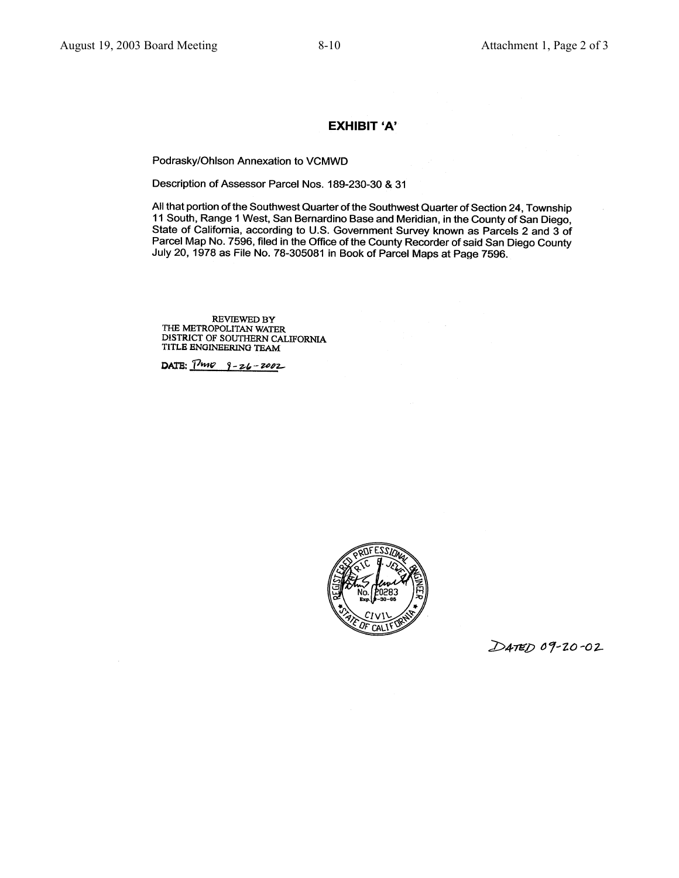# EXHIBIT 'A'

Podrasky/Ohlson Annexation to VCMWD

Description of Assessor Parcel Nos. 189-230-30 & 31

All that portion of the Southwest Quarter of the Southwest Quarter of Section 24, Township 11 South, Range 1 West, San Bernardino Base and Meridian, in the County of San Diego, State of California, according to U.S. Government Survey known as Parcels 2 and 3 of Parcel Map No. 7596, filed in the Office of the County Recorder of said San Diego County July 20, 1978 as File No. 78-305081 in Book of Parcel Maps at Page 7596.

REVIEWED BY
THE METROPOLITAN WATER
DISTRICT OF SOUTHERN CALIFORNIA
TITLE ENGINEERING TEAM

DATE: Pmo 9-26-2002

REGISTERED PROFESSIONAL ENGINEER
PATRIC E. JEWELL
No. 20283
Exp. 9-30-05
CIVIL
STATE OF CALIFORNIA

DATED 09-20-02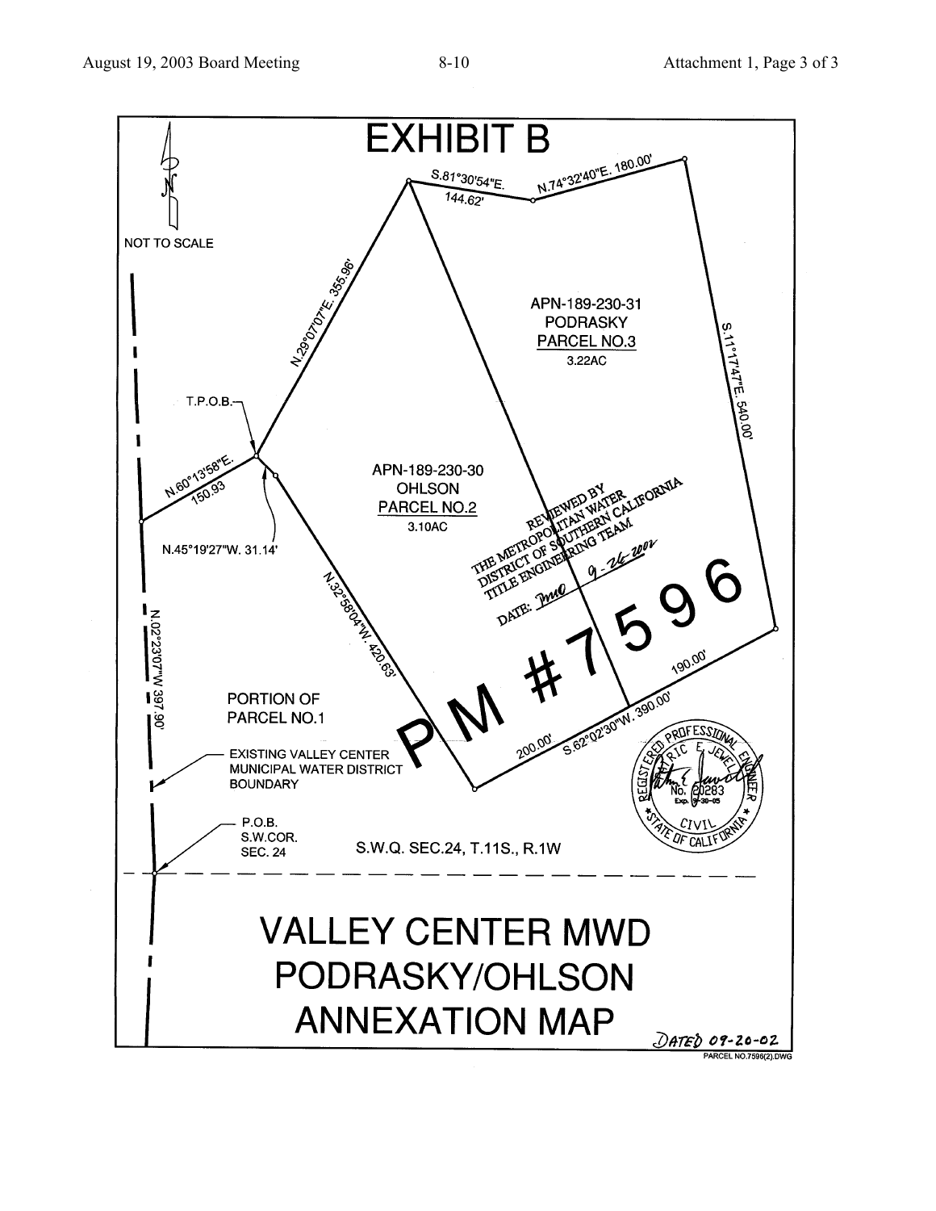# EXHIBIT B

NOT TO SCALE

S.81°30'54"E. 144.62'

N.74°32'40"E. 180.00'

N.29°07'07"E. 355.96'

S.11°17'47"E. 540.00'

APN-189-230-31
PODRASKY
PARCEL NO.3
3.22AC

T.P.O.B.

N.60°13'58"E. 150.93

N.45°19'27"W. 31.14'

APN-189-230-30
OHLSON
PARCEL NO.2
3.10AC

REVIEWED BY
THE METROPOLITAN WATER
DISTRICT OF SOUTHERN CALIFORNIA
TITLE ENGINEERING TEAM
DATE: 9-26-2002

N.32°58'04"W. 420.63'

N.02°23'07"W 397.90'

PM #7596

190.00'

S.62°02'30"W. 390.00'

200.00'

PORTION OF
PARCEL NO.1

EXISTING VALLEY CENTER
MUNICIPAL WATER DISTRICT
BOUNDARY

P.O.B.
S.W.COR.
SEC. 24

S.W.Q. SEC.24, T.11S., R.1W

REGISTERED PROFESSIONAL ENGINEER
ERIC E. JEWELL
No. 20283
Exp. 3-30-05
CIVIL
STATE OF CALIFORNIA

# VALLEY CENTER MWD
# PODRASKY/OHLSON
# ANNEXATION MAP

DATED 09-20-02

PARCEL NO.7596(2).DWG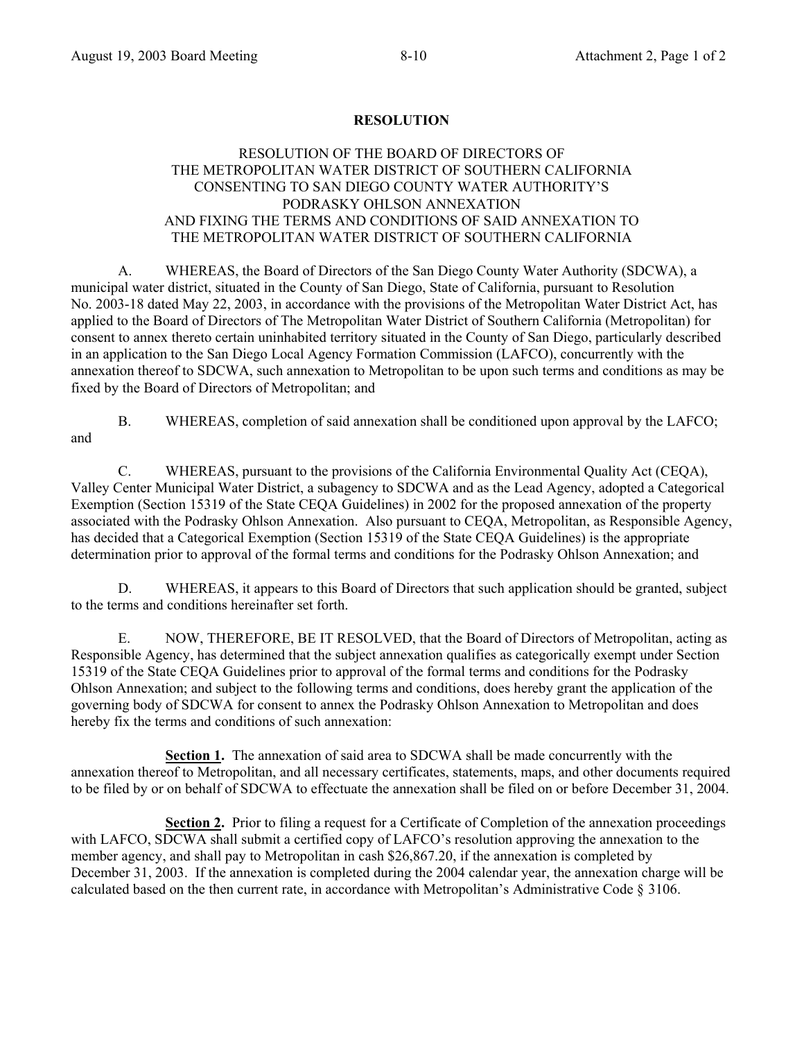**RESOLUTION**

RESOLUTION OF THE BOARD OF DIRECTORS OF
THE METROPOLITAN WATER DISTRICT OF SOUTHERN CALIFORNIA
CONSENTING TO SAN DIEGO COUNTY WATER AUTHORITY'S
PODRASKY OHLSON ANNEXATION
AND FIXING THE TERMS AND CONDITIONS OF SAID ANNEXATION TO
THE METROPOLITAN WATER DISTRICT OF SOUTHERN CALIFORNIA

A. WHEREAS, the Board of Directors of the San Diego County Water Authority (SDCWA), a municipal water district, situated in the County of San Diego, State of California, pursuant to Resolution No. 2003-18 dated May 22, 2003, in accordance with the provisions of the Metropolitan Water District Act, has applied to the Board of Directors of The Metropolitan Water District of Southern California (Metropolitan) for consent to annex thereto certain uninhabited territory situated in the County of San Diego, particularly described in an application to the San Diego Local Agency Formation Commission (LAFCO), concurrently with the annexation thereof to SDCWA, such annexation to Metropolitan to be upon such terms and conditions as may be fixed by the Board of Directors of Metropolitan; and

B. WHEREAS, completion of said annexation shall be conditioned upon approval by the LAFCO; and

C. WHEREAS, pursuant to the provisions of the California Environmental Quality Act (CEQA), Valley Center Municipal Water District, a subagency to SDCWA and as the Lead Agency, adopted a Categorical Exemption (Section 15319 of the State CEQA Guidelines) in 2002 for the proposed annexation of the property associated with the Podrasky Ohlson Annexation. Also pursuant to CEQA, Metropolitan, as Responsible Agency, has decided that a Categorical Exemption (Section 15319 of the State CEQA Guidelines) is the appropriate determination prior to approval of the formal terms and conditions for the Podrasky Ohlson Annexation; and

D. WHEREAS, it appears to this Board of Directors that such application should be granted, subject to the terms and conditions hereinafter set forth.

E. NOW, THEREFORE, BE IT RESOLVED, that the Board of Directors of Metropolitan, acting as Responsible Agency, has determined that the subject annexation qualifies as categorically exempt under Section 15319 of the State CEQA Guidelines prior to approval of the formal terms and conditions for the Podrasky Ohlson Annexation; and subject to the following terms and conditions, does hereby grant the application of the governing body of SDCWA for consent to annex the Podrasky Ohlson Annexation to Metropolitan and does hereby fix the terms and conditions of such annexation:

**Section 1.** The annexation of said area to SDCWA shall be made concurrently with the annexation thereof to Metropolitan, and all necessary certificates, statements, maps, and other documents required to be filed by or on behalf of SDCWA to effectuate the annexation shall be filed on or before December 31, 2004.

**Section 2.** Prior to filing a request for a Certificate of Completion of the annexation proceedings with LAFCO, SDCWA shall submit a certified copy of LAFCO's resolution approving the annexation to the member agency, and shall pay to Metropolitan in cash $26,867.20, if the annexation is completed by December 31, 2003. If the annexation is completed during the 2004 calendar year, the annexation charge will be calculated based on the then current rate, in accordance with Metropolitan's Administrative Code § 3106.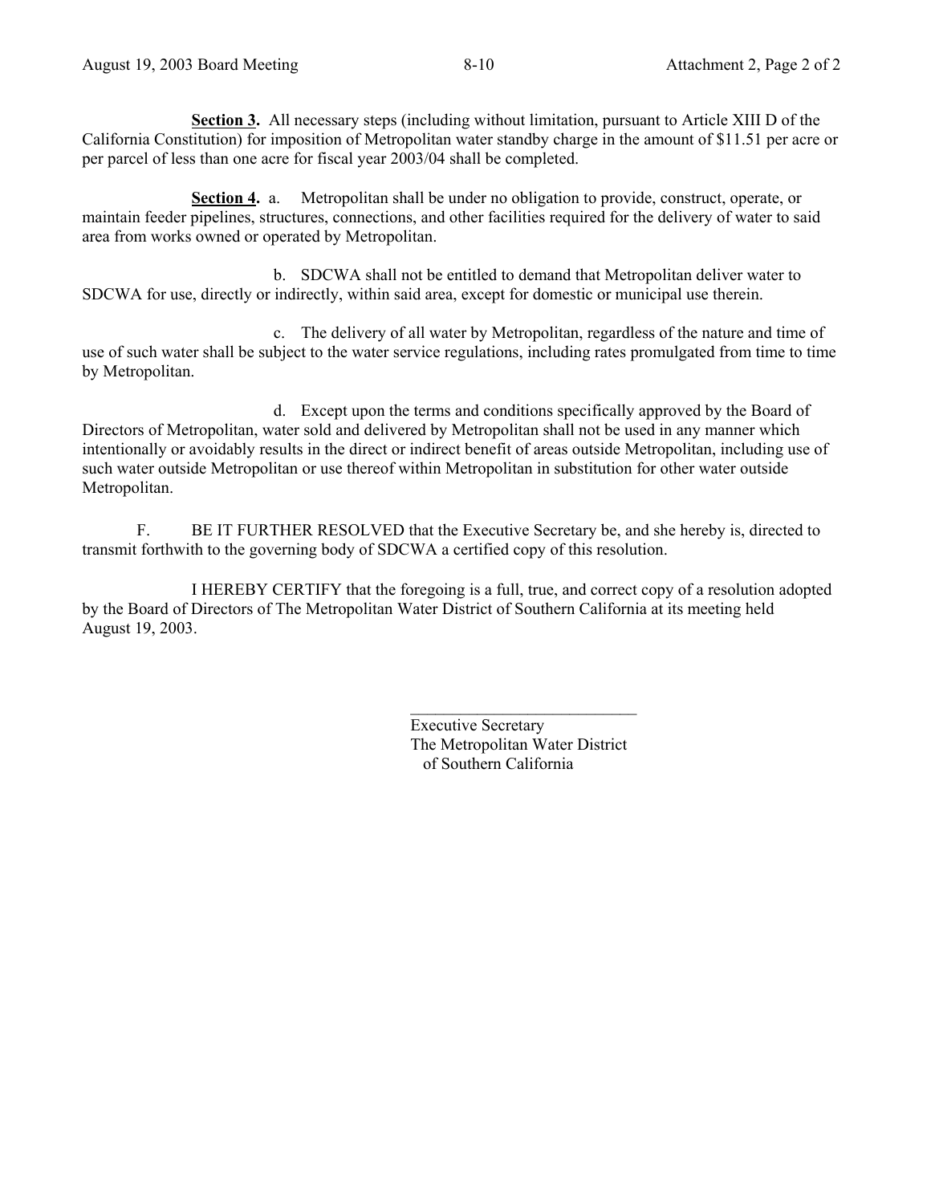**Section 3.** All necessary steps (including without limitation, pursuant to Article XIII D of the California Constitution) for imposition of Metropolitan water standby charge in the amount of $11.51 per acre or per parcel of less than one acre for fiscal year 2003/04 shall be completed.

**Section 4.** a. Metropolitan shall be under no obligation to provide, construct, operate, or maintain feeder pipelines, structures, connections, and other facilities required for the delivery of water to said area from works owned or operated by Metropolitan.

b. SDCWA shall not be entitled to demand that Metropolitan deliver water to SDCWA for use, directly or indirectly, within said area, except for domestic or municipal use therein.

c. The delivery of all water by Metropolitan, regardless of the nature and time of use of such water shall be subject to the water service regulations, including rates promulgated from time to time by Metropolitan.

d. Except upon the terms and conditions specifically approved by the Board of Directors of Metropolitan, water sold and delivered by Metropolitan shall not be used in any manner which intentionally or avoidably results in the direct or indirect benefit of areas outside Metropolitan, including use of such water outside Metropolitan or use thereof within Metropolitan in substitution for other water outside Metropolitan.

F. BE IT FURTHER RESOLVED that the Executive Secretary be, and she hereby is, directed to transmit forthwith to the governing body of SDCWA a certified copy of this resolution.

I HEREBY CERTIFY that the foregoing is a full, true, and correct copy of a resolution adopted by the Board of Directors of The Metropolitan Water District of Southern California at its meeting held August 19, 2003.

\_\_\_\_\_\_\_\_\_\_\_\_\_\_\_\_\_\_\_\_\_\_\_\_\_\_\_\_\_\_

Executive Secretary
The Metropolitan Water District
of Southern California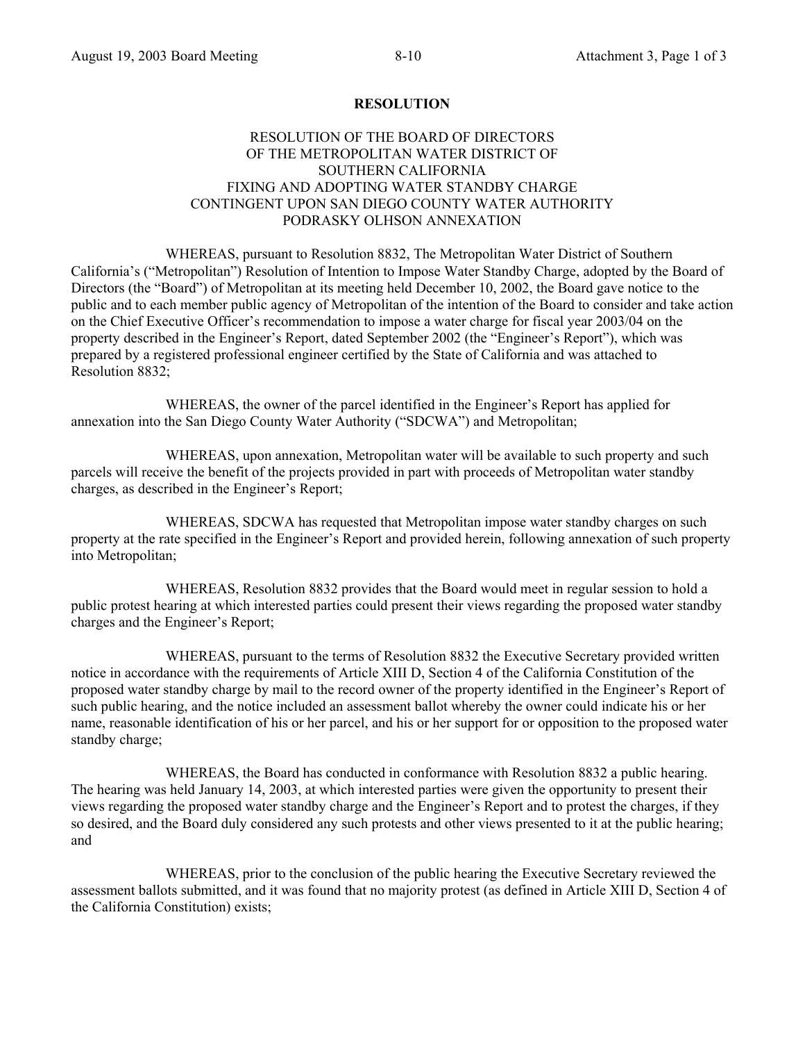**RESOLUTION**

RESOLUTION OF THE BOARD OF DIRECTORS
OF THE METROPOLITAN WATER DISTRICT OF
SOUTHERN CALIFORNIA
FIXING AND ADOPTING WATER STANDBY CHARGE
CONTINGENT UPON SAN DIEGO COUNTY WATER AUTHORITY
PODRASKY OLHSON ANNEXATION

WHEREAS, pursuant to Resolution 8832, The Metropolitan Water District of Southern California's ("Metropolitan") Resolution of Intention to Impose Water Standby Charge, adopted by the Board of Directors (the "Board") of Metropolitan at its meeting held December 10, 2002, the Board gave notice to the public and to each member public agency of Metropolitan of the intention of the Board to consider and take action on the Chief Executive Officer's recommendation to impose a water charge for fiscal year 2003/04 on the property described in the Engineer's Report, dated September 2002 (the "Engineer's Report"), which was prepared by a registered professional engineer certified by the State of California and was attached to Resolution 8832;

WHEREAS, the owner of the parcel identified in the Engineer's Report has applied for annexation into the San Diego County Water Authority ("SDCWA") and Metropolitan;

WHEREAS, upon annexation, Metropolitan water will be available to such property and such parcels will receive the benefit of the projects provided in part with proceeds of Metropolitan water standby charges, as described in the Engineer's Report;

WHEREAS, SDCWA has requested that Metropolitan impose water standby charges on such property at the rate specified in the Engineer's Report and provided herein, following annexation of such property into Metropolitan;

WHEREAS, Resolution 8832 provides that the Board would meet in regular session to hold a public protest hearing at which interested parties could present their views regarding the proposed water standby charges and the Engineer's Report;

WHEREAS, pursuant to the terms of Resolution 8832 the Executive Secretary provided written notice in accordance with the requirements of Article XIII D, Section 4 of the California Constitution of the proposed water standby charge by mail to the record owner of the property identified in the Engineer's Report of such public hearing, and the notice included an assessment ballot whereby the owner could indicate his or her name, reasonable identification of his or her parcel, and his or her support for or opposition to the proposed water standby charge;

WHEREAS, the Board has conducted in conformance with Resolution 8832 a public hearing. The hearing was held January 14, 2003, at which interested parties were given the opportunity to present their views regarding the proposed water standby charge and the Engineer's Report and to protest the charges, if they so desired, and the Board duly considered any such protests and other views presented to it at the public hearing; and

WHEREAS, prior to the conclusion of the public hearing the Executive Secretary reviewed the assessment ballots submitted, and it was found that no majority protest (as defined in Article XIII D, Section 4 of the California Constitution) exists;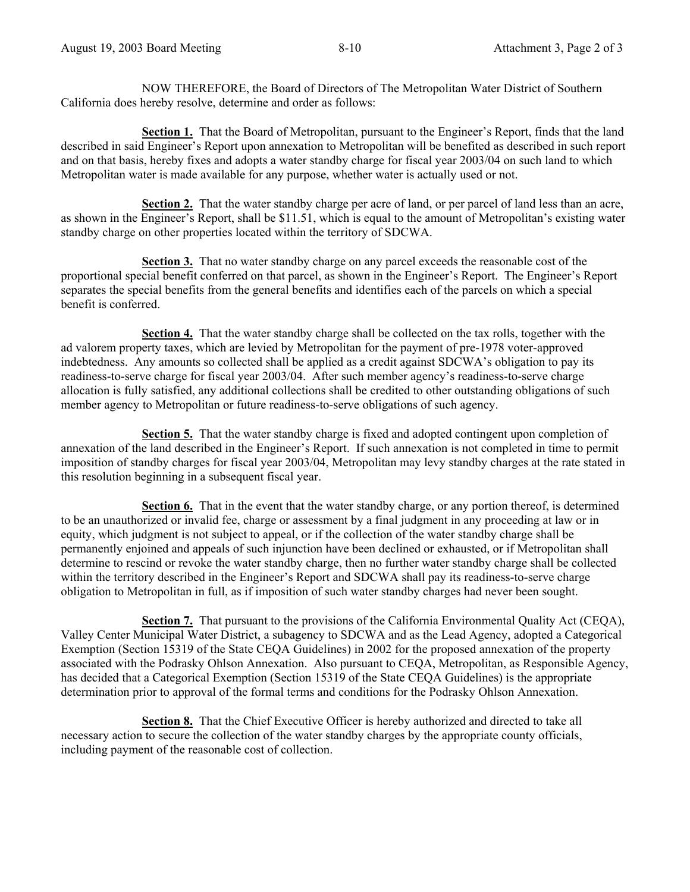NOW THEREFORE, the Board of Directors of The Metropolitan Water District of Southern California does hereby resolve, determine and order as follows:

**Section 1.** That the Board of Metropolitan, pursuant to the Engineer's Report, finds that the land described in said Engineer's Report upon annexation to Metropolitan will be benefited as described in such report and on that basis, hereby fixes and adopts a water standby charge for fiscal year 2003/04 on such land to which Metropolitan water is made available for any purpose, whether water is actually used or not.

**Section 2.** That the water standby charge per acre of land, or per parcel of land less than an acre, as shown in the Engineer's Report, shall be $11.51, which is equal to the amount of Metropolitan's existing water standby charge on other properties located within the territory of SDCWA.

**Section 3.** That no water standby charge on any parcel exceeds the reasonable cost of the proportional special benefit conferred on that parcel, as shown in the Engineer's Report. The Engineer's Report separates the special benefits from the general benefits and identifies each of the parcels on which a special benefit is conferred.

**Section 4.** That the water standby charge shall be collected on the tax rolls, together with the ad valorem property taxes, which are levied by Metropolitan for the payment of pre-1978 voter-approved indebtedness. Any amounts so collected shall be applied as a credit against SDCWA's obligation to pay its readiness-to-serve charge for fiscal year 2003/04. After such member agency's readiness-to-serve charge allocation is fully satisfied, any additional collections shall be credited to other outstanding obligations of such member agency to Metropolitan or future readiness-to-serve obligations of such agency.

**Section 5.** That the water standby charge is fixed and adopted contingent upon completion of annexation of the land described in the Engineer's Report. If such annexation is not completed in time to permit imposition of standby charges for fiscal year 2003/04, Metropolitan may levy standby charges at the rate stated in this resolution beginning in a subsequent fiscal year.

**Section 6.** That in the event that the water standby charge, or any portion thereof, is determined to be an unauthorized or invalid fee, charge or assessment by a final judgment in any proceeding at law or in equity, which judgment is not subject to appeal, or if the collection of the water standby charge shall be permanently enjoined and appeals of such injunction have been declined or exhausted, or if Metropolitan shall determine to rescind or revoke the water standby charge, then no further water standby charge shall be collected within the territory described in the Engineer's Report and SDCWA shall pay its readiness-to-serve charge obligation to Metropolitan in full, as if imposition of such water standby charges had never been sought.

**Section 7.** That pursuant to the provisions of the California Environmental Quality Act (CEQA), Valley Center Municipal Water District, a subagency to SDCWA and as the Lead Agency, adopted a Categorical Exemption (Section 15319 of the State CEQA Guidelines) in 2002 for the proposed annexation of the property associated with the Podrasky Ohlson Annexation. Also pursuant to CEQA, Metropolitan, as Responsible Agency, has decided that a Categorical Exemption (Section 15319 of the State CEQA Guidelines) is the appropriate determination prior to approval of the formal terms and conditions for the Podrasky Ohlson Annexation.

**Section 8.** That the Chief Executive Officer is hereby authorized and directed to take all necessary action to secure the collection of the water standby charges by the appropriate county officials, including payment of the reasonable cost of collection.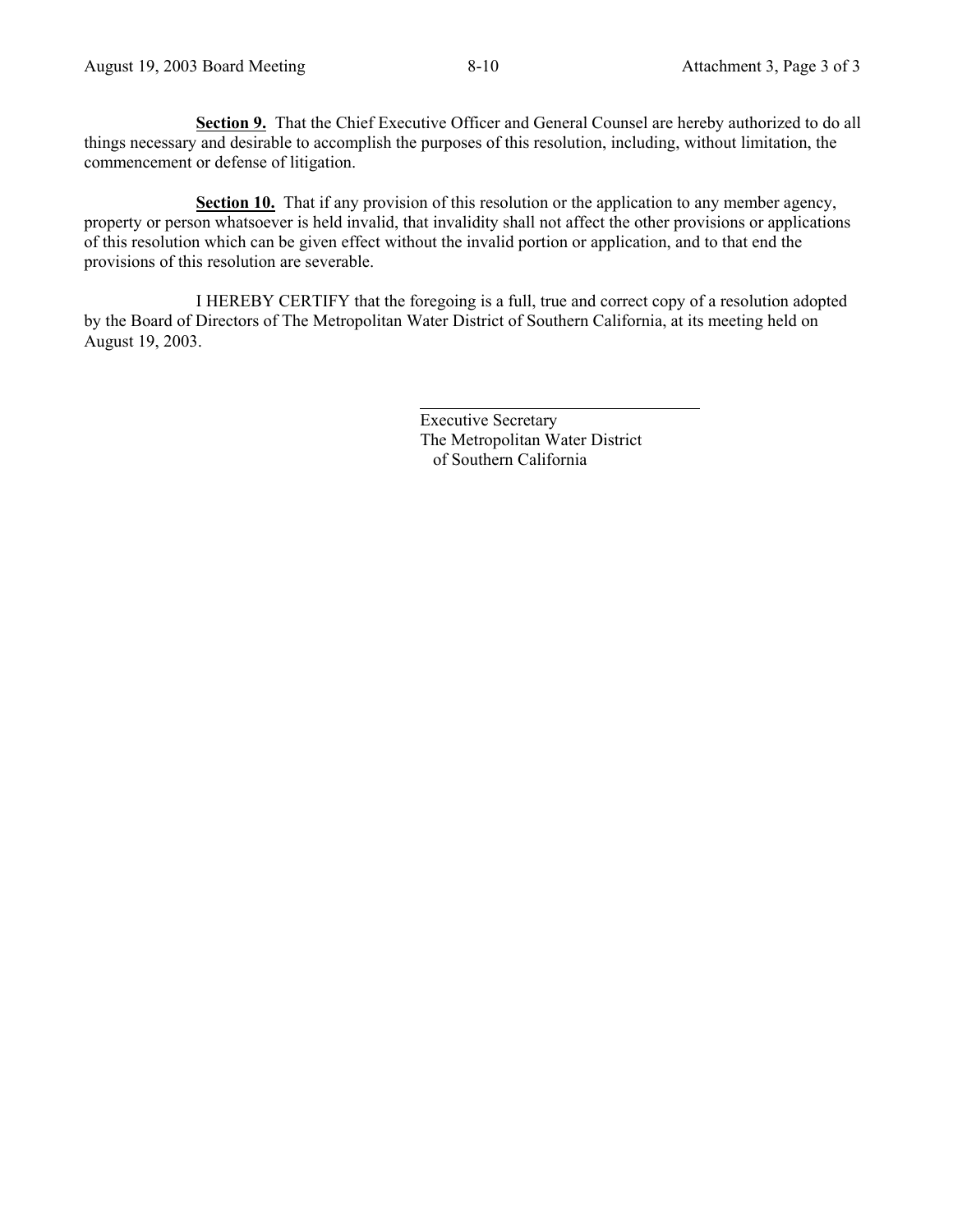**Section 9.** That the Chief Executive Officer and General Counsel are hereby authorized to do all things necessary and desirable to accomplish the purposes of this resolution, including, without limitation, the commencement or defense of litigation.

**Section 10.** That if any provision of this resolution or the application to any member agency, property or person whatsoever is held invalid, that invalidity shall not affect the other provisions or applications of this resolution which can be given effect without the invalid portion or application, and to that end the provisions of this resolution are severable.

I HEREBY CERTIFY that the foregoing is a full, true and correct copy of a resolution adopted by the Board of Directors of The Metropolitan Water District of Southern California, at its meeting held on August 19, 2003.

\_\_\_\_\_\_\_\_\_\_\_\_\_\_\_\_\_\_\_\_\_\_\_\_\_\_\_\_\_\_\_\_

Executive Secretary
The Metropolitan Water District
of Southern California